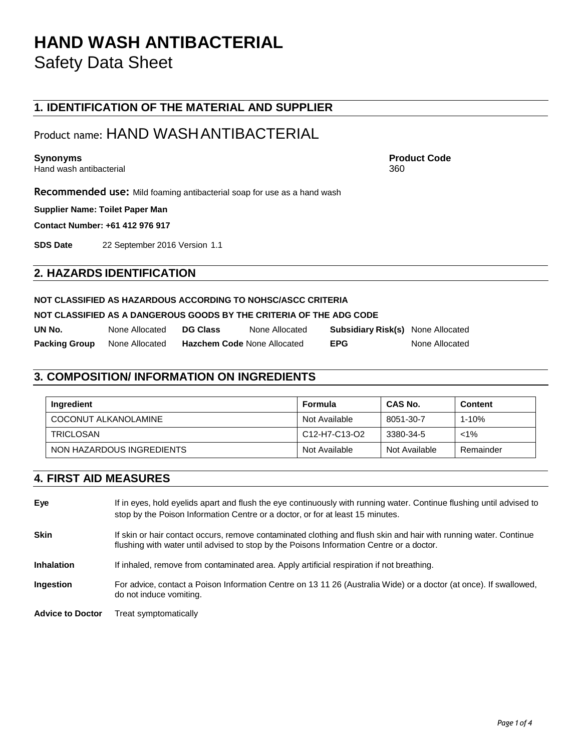# HAND WASH ANTIBACTERIAL

Safety Data Sheet

## 1. IDENTIFICATION OF THE MATERIAL AND SUPPLIER

### Product name: HAND WASH ANTIBACTERIAL

**Synonyms**
Hand wash antibacterial

**Product Code**
360

**Recommended use:** Mild foaming antibacterial soap for use as a hand wash

**Supplier Name: Toilet Paper Man**

**Contact Number: +61 412 976 917**

**SDS Date** 22 September 2016 Version 1.1

## 2. HAZARDS IDENTIFICATION

**NOT CLASSIFIED AS HAZARDOUS ACCORDING TO NOHSC/ASCC CRITERIA**

**NOT CLASSIFIED AS A DANGEROUS GOODS BY THE CRITERIA OF THE ADG CODE**

| | | | | | |
|---|---|---|---|---|---|
| **UN No.** | None Allocated | **DG Class** | None Allocated | **Subsidiary Risk(s)** | None Allocated |
| **Packing Group** | None Allocated | **Hazchem Code** | None Allocated | **EPG** | None Allocated |

## 3. COMPOSITION/ INFORMATION ON INGREDIENTS

| Ingredient | Formula | CAS No. | Content |
|---|---|---|---|
| COCONUT ALKANOLAMINE | Not Available | 8051-30-7 | 1-10% |
| TRICLOSAN | $C_{12}H_7C_{13}O_2$ | 3380-34-5 | <1% |
| NON HAZARDOUS INGREDIENTS | Not Available | Not Available | Remainder |

## 4. FIRST AID MEASURES

**Eye** If in eyes, hold eyelids apart and flush the eye continuously with running water. Continue flushing until advised to stop by the Poison Information Centre or a doctor, or for at least 15 minutes.

**Skin** If skin or hair contact occurs, remove contaminated clothing and flush skin and hair with running water. Continue flushing with water until advised to stop by the Poisons Information Centre or a doctor.

**Inhalation** If inhaled, remove from contaminated area. Apply artificial respiration if not breathing.

**Ingestion** For advice, contact a Poison Information Centre on 13 11 26 (Australia Wide) or a doctor (at once). If swallowed, do not induce vomiting.

**Advice to Doctor** Treat symptomatically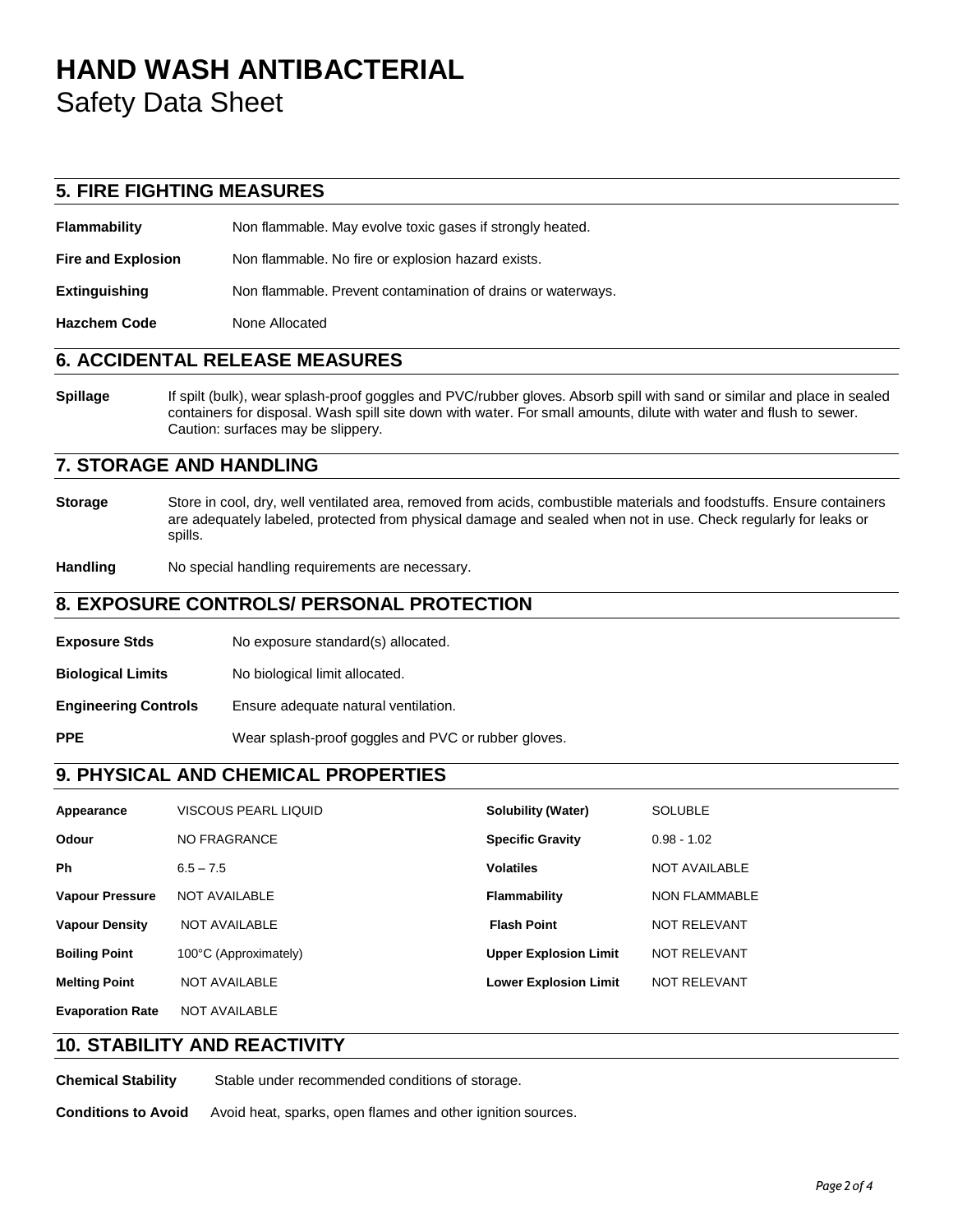# HAND WASH ANTIBACTERIAL

Safety Data Sheet

## 5. FIRE FIGHTING MEASURES

**Flammability** Non flammable. May evolve toxic gases if strongly heated.

**Fire and Explosion** Non flammable. No fire or explosion hazard exists.

**Extinguishing** Non flammable. Prevent contamination of drains or waterways.

**Hazchem Code** None Allocated

## 6. ACCIDENTAL RELEASE MEASURES

**Spillage** If spilt (bulk), wear splash-proof goggles and PVC/rubber gloves. Absorb spill with sand or similar and place in sealed containers for disposal. Wash spill site down with water. For small amounts, dilute with water and flush to sewer. Caution: surfaces may be slippery.

## 7. STORAGE AND HANDLING

**Storage** Store in cool, dry, well ventilated area, removed from acids, combustible materials and foodstuffs. Ensure containers are adequately labeled, protected from physical damage and sealed when not in use. Check regularly for leaks or spills.

**Handling** No special handling requirements are necessary.

## 8. EXPOSURE CONTROLS/ PERSONAL PROTECTION

**Exposure Stds** No exposure standard(s) allocated.

**Biological Limits** No biological limit allocated.

**Engineering Controls** Ensure adequate natural ventilation.

**PPE** Wear splash-proof goggles and PVC or rubber gloves.

## 9. PHYSICAL AND CHEMICAL PROPERTIES

| | | | |
|---|---|---|---|
| **Appearance** | VISCOUS PEARL LIQUID | **Solubility (Water)** | SOLUBLE |
| **Odour** | NO FRAGRANCE | **Specific Gravity** | 0.98 - 1.02 |
| **Ph** | 6.5 – 7.5 | **Volatiles** | NOT AVAILABLE |
| **Vapour Pressure** | NOT AVAILABLE | **Flammability** | NON FLAMMABLE |
| **Vapour Density** | NOT AVAILABLE | **Flash Point** | NOT RELEVANT |
| **Boiling Point** | 100°C (Approximately) | **Upper Explosion Limit** | NOT RELEVANT |
| **Melting Point** | NOT AVAILABLE | **Lower Explosion Limit** | NOT RELEVANT |
| **Evaporation Rate** | NOT AVAILABLE | | |

## 10. STABILITY AND REACTIVITY

**Chemical Stability** Stable under recommended conditions of storage.

**Conditions to Avoid** Avoid heat, sparks, open flames and other ignition sources.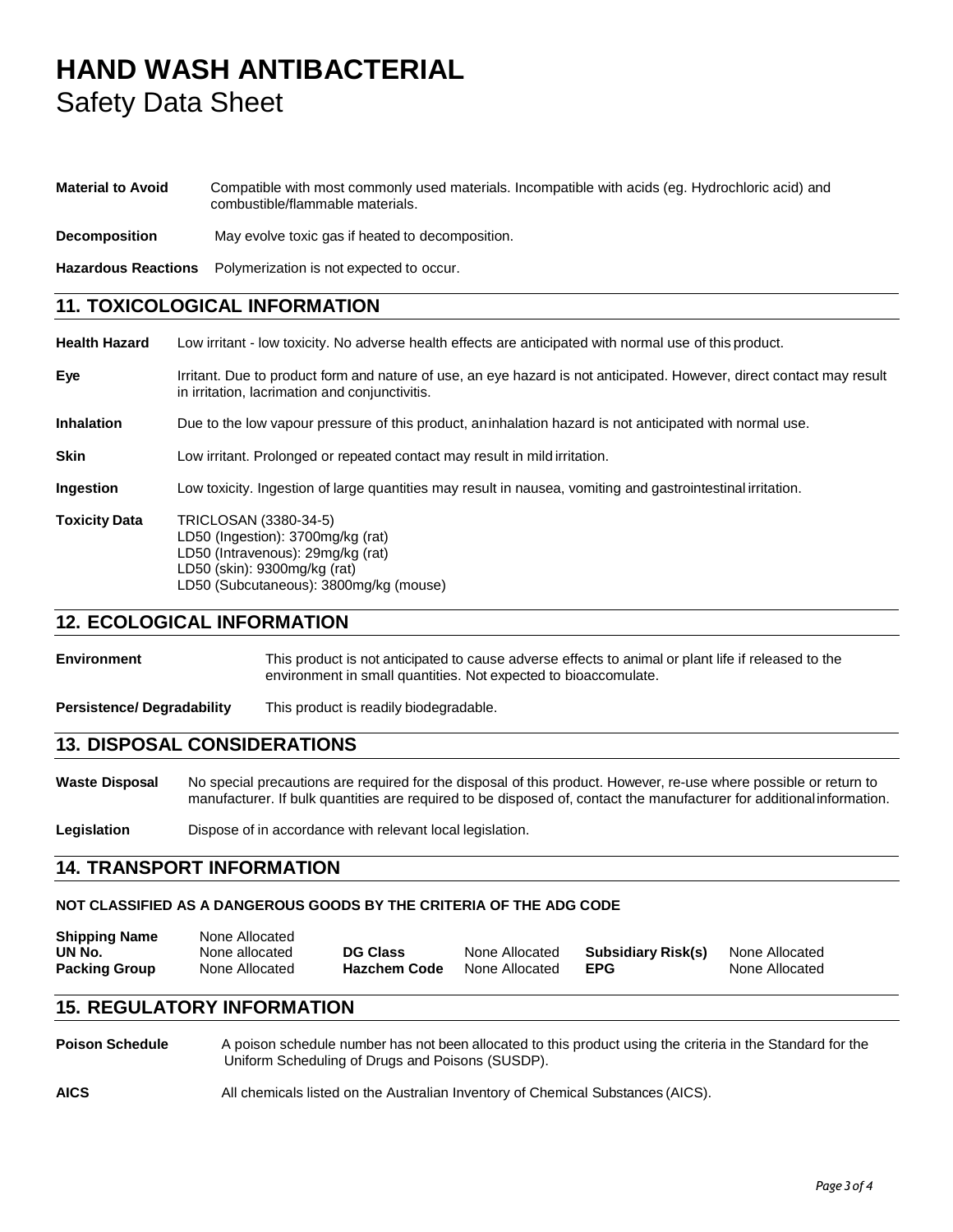# HAND WASH ANTIBACTERIAL
Safety Data Sheet

**Material to Avoid** Compatible with most commonly used materials. Incompatible with acids (eg. Hydrochloric acid) and combustible/flammable materials.

**Decomposition** May evolve toxic gas if heated to decomposition.

**Hazardous Reactions** Polymerization is not expected to occur.

## 11. TOXICOLOGICAL INFORMATION

**Health Hazard** Low irritant - low toxicity. No adverse health effects are anticipated with normal use of this product.

**Eye** Irritant. Due to product form and nature of use, an eye hazard is not anticipated. However, direct contact may result in irritation, lacrimation and conjunctivitis.

**Inhalation** Due to the low vapour pressure of this product, aninhalation hazard is not anticipated with normal use.

**Skin** Low irritant. Prolonged or repeated contact may result in mild irritation.

**Ingestion** Low toxicity. Ingestion of large quantities may result in nausea, vomiting and gastrointestinal irritation.

**Toxicity Data** TRICLOSAN (3380-34-5)
LD50 (Ingestion): 3700mg/kg (rat)
LD50 (Intravenous): 29mg/kg (rat)
LD50 (skin): 9300mg/kg (rat)
LD50 (Subcutaneous): 3800mg/kg (mouse)

## 12. ECOLOGICAL INFORMATION

**Environment** This product is not anticipated to cause adverse effects to animal or plant life if released to the environment in small quantities. Not expected to bioaccomulate.

**Persistence/ Degradability** This product is readily biodegradable.

## 13. DISPOSAL CONSIDERATIONS

**Waste Disposal** No special precautions are required for the disposal of this product. However, re-use where possible or return to manufacturer. If bulk quantities are required to be disposed of, contact the manufacturer for additional information.

**Legislation** Dispose of in accordance with relevant local legislation.

## 14. TRANSPORT INFORMATION

**NOT CLASSIFIED AS A DANGEROUS GOODS BY THE CRITERIA OF THE ADG CODE**

| | | | | | |
|---|---|---|---|---|---|
| **Shipping Name** | None Allocated | | | | |
| **UN No.** | None allocated | **DG Class** | None Allocated | **Subsidiary Risk(s)** | None Allocated |
| **Packing Group** | None Allocated | **Hazchem Code** | None Allocated | **EPG** | None Allocated |

## 15. REGULATORY INFORMATION

**Poison Schedule** A poison schedule number has not been allocated to this product using the criteria in the Standard for the Uniform Scheduling of Drugs and Poisons (SUSDP).

**AICS** All chemicals listed on the Australian Inventory of Chemical Substances (AICS).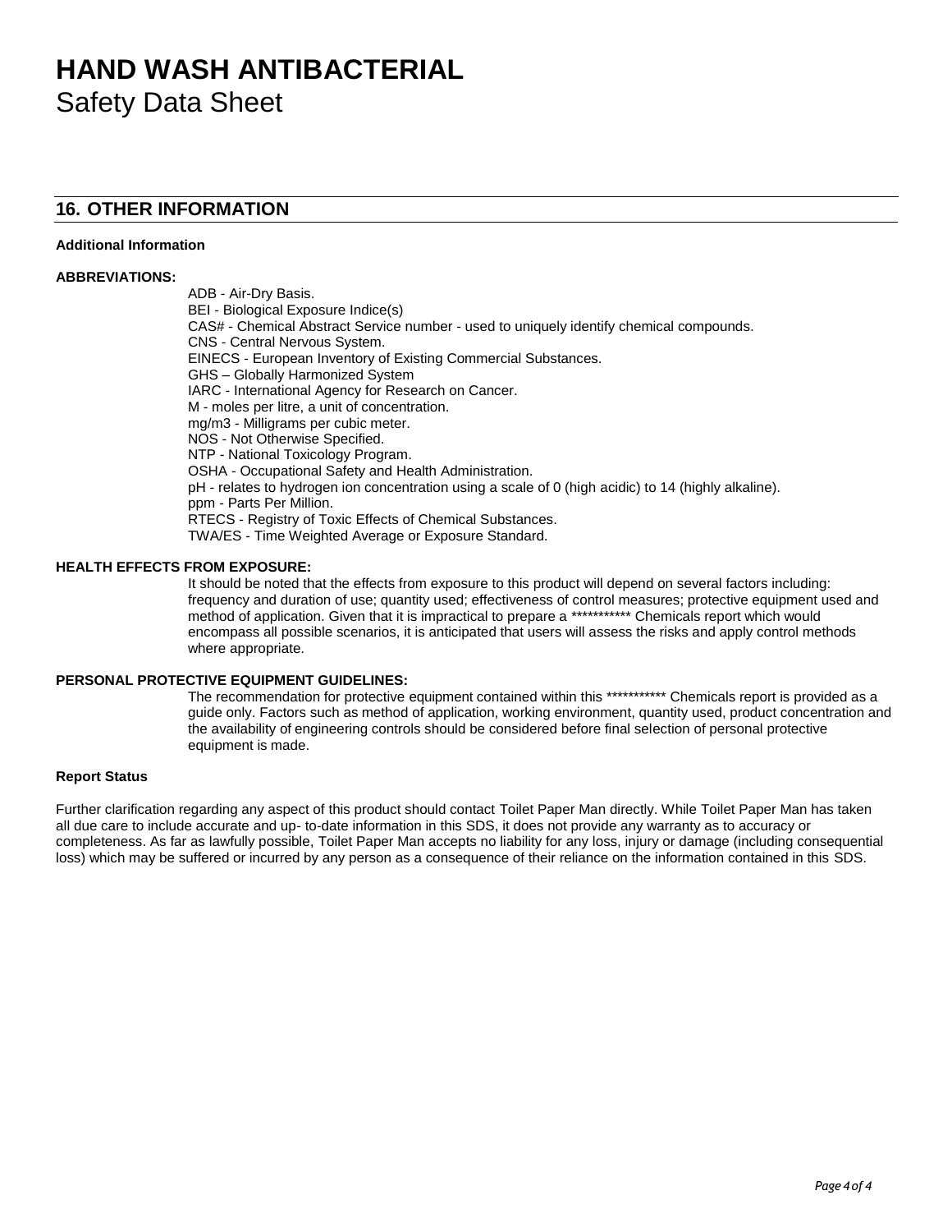# HAND WASH ANTIBACTERIAL

Safety Data Sheet

## 16. OTHER INFORMATION

**Additional Information**

**ABBREVIATIONS:**

ADB - Air-Dry Basis.
BEI - Biological Exposure Indice(s)
CAS# - Chemical Abstract Service number - used to uniquely identify chemical compounds.
CNS - Central Nervous System.
EINECS - European Inventory of Existing Commercial Substances.
GHS – Globally Harmonized System
IARC - International Agency for Research on Cancer.
M - moles per litre, a unit of concentration.
mg/m3 - Milligrams per cubic meter.
NOS - Not Otherwise Specified.
NTP - National Toxicology Program.
OSHA - Occupational Safety and Health Administration.
pH - relates to hydrogen ion concentration using a scale of 0 (high acidic) to 14 (highly alkaline).
ppm - Parts Per Million.
RTECS - Registry of Toxic Effects of Chemical Substances.
TWA/ES - Time Weighted Average or Exposure Standard.

**HEALTH EFFECTS FROM EXPOSURE:**

It should be noted that the effects from exposure to this product will depend on several factors including: frequency and duration of use; quantity used; effectiveness of control measures; protective equipment used and method of application. Given that it is impractical to prepare a *********** Chemicals report which would encompass all possible scenarios, it is anticipated that users will assess the risks and apply control methods where appropriate.

**PERSONAL PROTECTIVE EQUIPMENT GUIDELINES:**

The recommendation for protective equipment contained within this *********** Chemicals report is provided as a guide only. Factors such as method of application, working environment, quantity used, product concentration and the availability of engineering controls should be considered before final selection of personal protective equipment is made.

**Report Status**

Further clarification regarding any aspect of this product should contact Toilet Paper Man directly. While Toilet Paper Man has taken all due care to include accurate and up- to-date information in this SDS, it does not provide any warranty as to accuracy or completeness. As far as lawfully possible, Toilet Paper Man accepts no liability for any loss, injury or damage (including consequential loss) which may be suffered or incurred by any person as a consequence of their reliance on the information contained in this SDS.